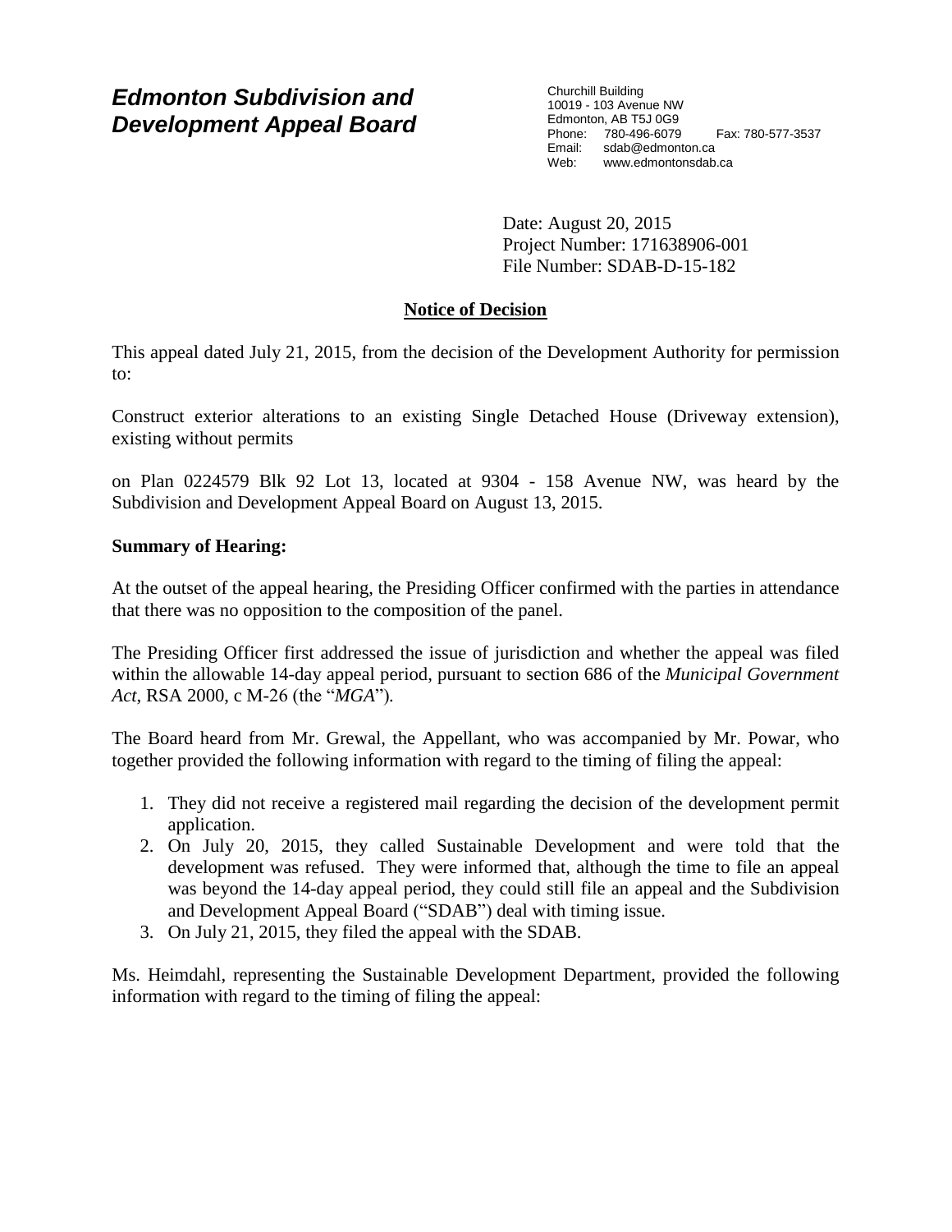# *Edmonton Subdivision and Development Appeal Board*

Churchill Building
10019 - 103 Avenue NW
Edmonton, AB T5J 0G9
Phone: 780-496-6079 Fax: 780-577-3537
Email: sdab@edmonton.ca
Web: www.edmontonsdab.ca

Date: August 20, 2015
Project Number: 171638906-001
File Number: SDAB-D-15-182

## Notice of Decision

This appeal dated July 21, 2015, from the decision of the Development Authority for permission to:

Construct exterior alterations to an existing Single Detached House (Driveway extension), existing without permits

on Plan 0224579 Blk 92 Lot 13, located at 9304 - 158 Avenue NW, was heard by the Subdivision and Development Appeal Board on August 13, 2015.

**Summary of Hearing:**

At the outset of the appeal hearing, the Presiding Officer confirmed with the parties in attendance that there was no opposition to the composition of the panel.

The Presiding Officer first addressed the issue of jurisdiction and whether the appeal was filed within the allowable 14-day appeal period, pursuant to section 686 of the *Municipal Government Act*, RSA 2000, c M-26 (the "*MGA*").

The Board heard from Mr. Grewal, the Appellant, who was accompanied by Mr. Powar, who together provided the following information with regard to the timing of filing the appeal:

1. They did not receive a registered mail regarding the decision of the development permit application.
2. On July 20, 2015, they called Sustainable Development and were told that the development was refused. They were informed that, although the time to file an appeal was beyond the 14-day appeal period, they could still file an appeal and the Subdivision and Development Appeal Board ("SDAB") deal with timing issue.
3. On July 21, 2015, they filed the appeal with the SDAB.

Ms. Heimdahl, representing the Sustainable Development Department, provided the following information with regard to the timing of filing the appeal: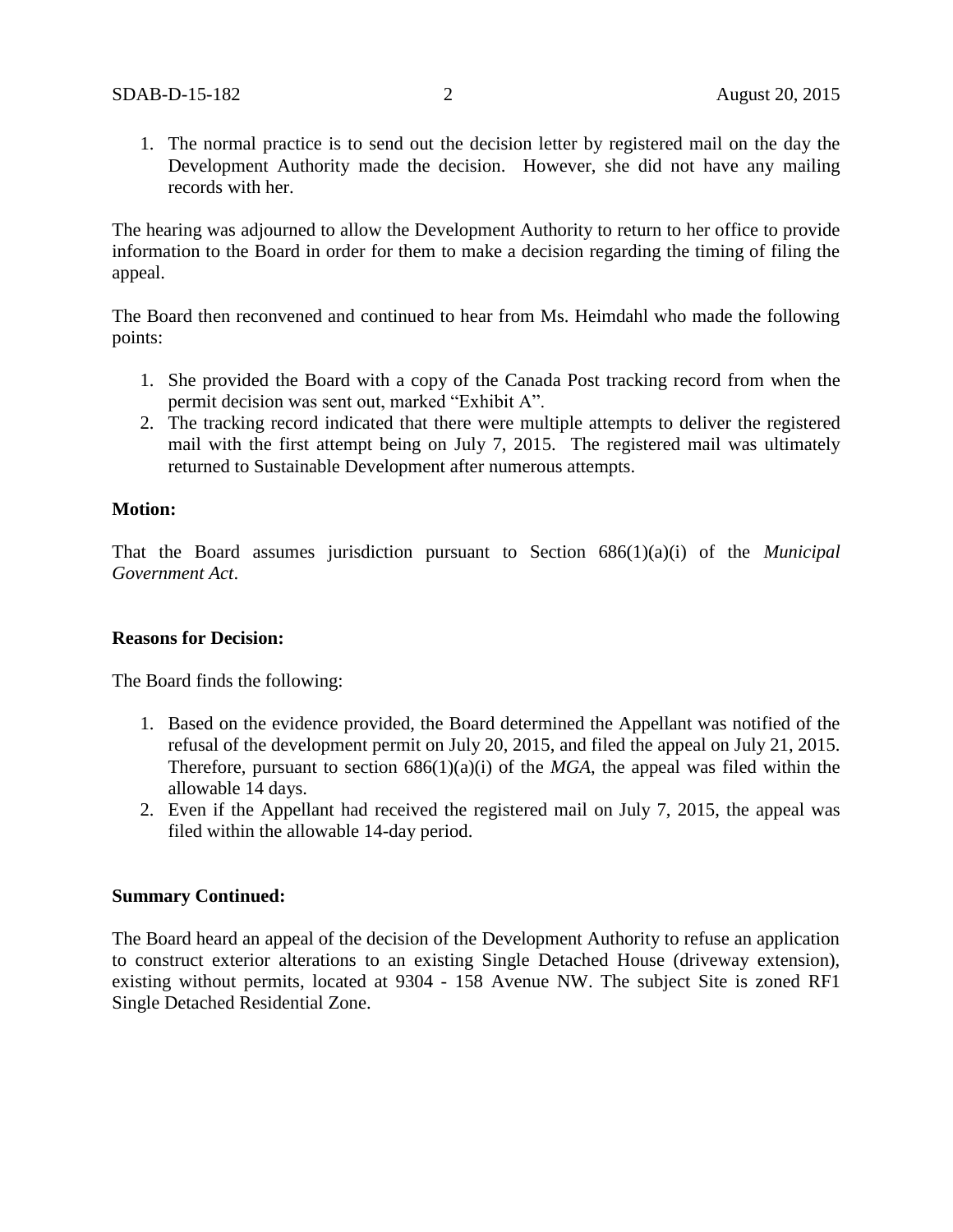1. The normal practice is to send out the decision letter by registered mail on the day the Development Authority made the decision. However, she did not have any mailing records with her.

The hearing was adjourned to allow the Development Authority to return to her office to provide information to the Board in order for them to make a decision regarding the timing of filing the appeal.

The Board then reconvened and continued to hear from Ms. Heimdahl who made the following points:

1. She provided the Board with a copy of the Canada Post tracking record from when the permit decision was sent out, marked "Exhibit A".
2. The tracking record indicated that there were multiple attempts to deliver the registered mail with the first attempt being on July 7, 2015. The registered mail was ultimately returned to Sustainable Development after numerous attempts.

**Motion:**

That the Board assumes jurisdiction pursuant to Section 686(1)(a)(i) of the *Municipal Government Act*.

**Reasons for Decision:**

The Board finds the following:

1. Based on the evidence provided, the Board determined the Appellant was notified of the refusal of the development permit on July 20, 2015, and filed the appeal on July 21, 2015. Therefore, pursuant to section 686(1)(a)(i) of the *MGA*, the appeal was filed within the allowable 14 days.
2. Even if the Appellant had received the registered mail on July 7, 2015, the appeal was filed within the allowable 14-day period.

**Summary Continued:**

The Board heard an appeal of the decision of the Development Authority to refuse an application to construct exterior alterations to an existing Single Detached House (driveway extension), existing without permits, located at 9304 - 158 Avenue NW. The subject Site is zoned RF1 Single Detached Residential Zone.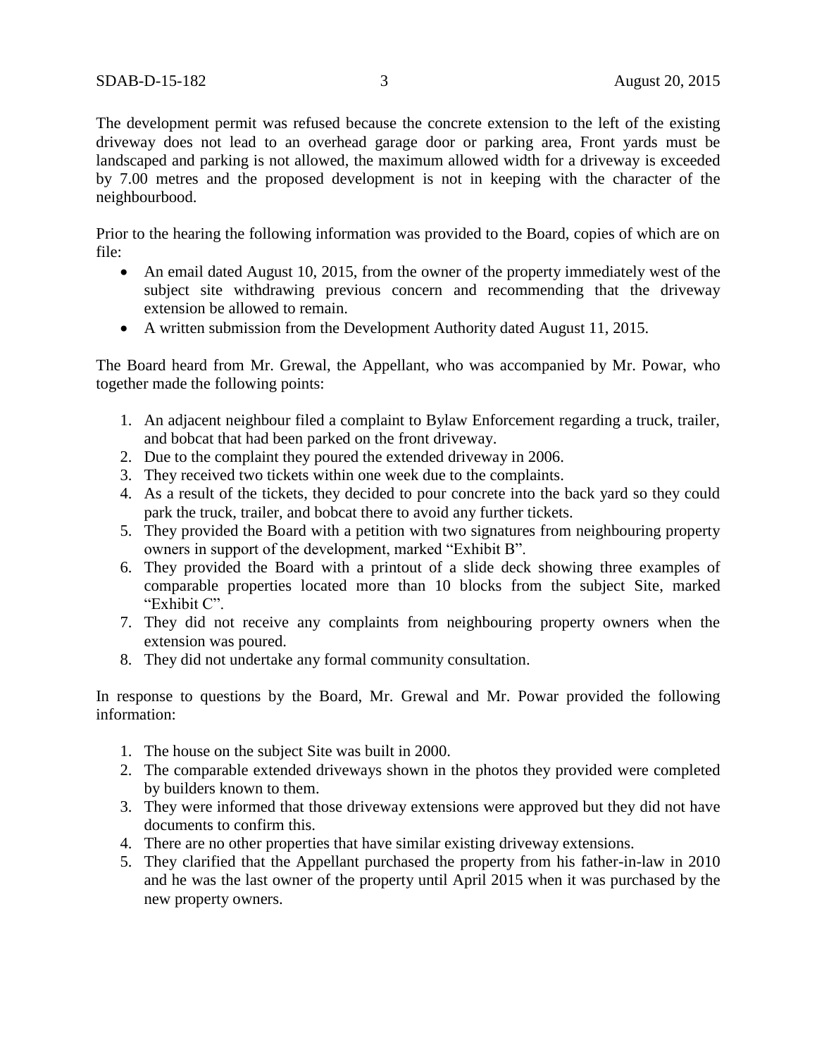The development permit was refused because the concrete extension to the left of the existing driveway does not lead to an overhead garage door or parking area, Front yards must be landscaped and parking is not allowed, the maximum allowed width for a driveway is exceeded by 7.00 metres and the proposed development is not in keeping with the character of the neighbourbood.

Prior to the hearing the following information was provided to the Board, copies of which are on file:

- An email dated August 10, 2015, from the owner of the property immediately west of the subject site withdrawing previous concern and recommending that the driveway extension be allowed to remain.
- A written submission from the Development Authority dated August 11, 2015.

The Board heard from Mr. Grewal, the Appellant, who was accompanied by Mr. Powar, who together made the following points:

1. An adjacent neighbour filed a complaint to Bylaw Enforcement regarding a truck, trailer, and bobcat that had been parked on the front driveway.
2. Due to the complaint they poured the extended driveway in 2006.
3. They received two tickets within one week due to the complaints.
4. As a result of the tickets, they decided to pour concrete into the back yard so they could park the truck, trailer, and bobcat there to avoid any further tickets.
5. They provided the Board with a petition with two signatures from neighbouring property owners in support of the development, marked "Exhibit B".
6. They provided the Board with a printout of a slide deck showing three examples of comparable properties located more than 10 blocks from the subject Site, marked "Exhibit C".
7. They did not receive any complaints from neighbouring property owners when the extension was poured.
8. They did not undertake any formal community consultation.

In response to questions by the Board, Mr. Grewal and Mr. Powar provided the following information:

1. The house on the subject Site was built in 2000.
2. The comparable extended driveways shown in the photos they provided were completed by builders known to them.
3. They were informed that those driveway extensions were approved but they did not have documents to confirm this.
4. There are no other properties that have similar existing driveway extensions.
5. They clarified that the Appellant purchased the property from his father-in-law in 2010 and he was the last owner of the property until April 2015 when it was purchased by the new property owners.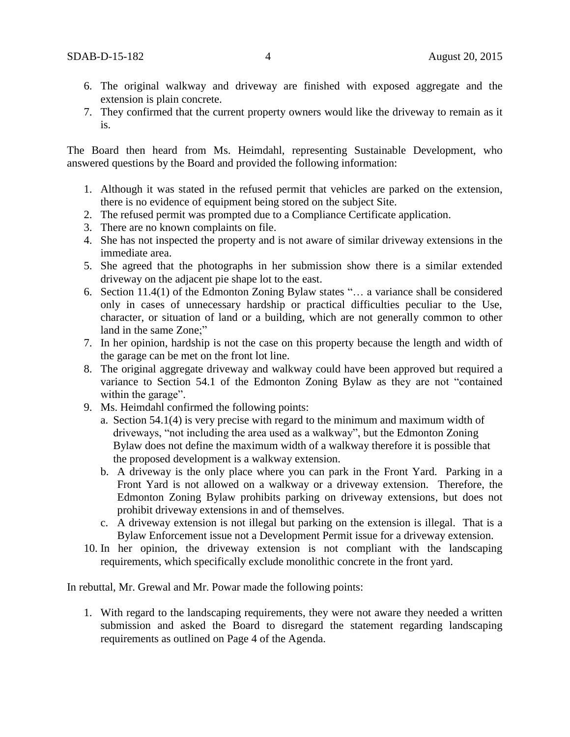6. The original walkway and driveway are finished with exposed aggregate and the extension is plain concrete.
7. They confirmed that the current property owners would like the driveway to remain as it is.

The Board then heard from Ms. Heimdahl, representing Sustainable Development, who answered questions by the Board and provided the following information:

1. Although it was stated in the refused permit that vehicles are parked on the extension, there is no evidence of equipment being stored on the subject Site.
2. The refused permit was prompted due to a Compliance Certificate application.
3. There are no known complaints on file.
4. She has not inspected the property and is not aware of similar driveway extensions in the immediate area.
5. She agreed that the photographs in her submission show there is a similar extended driveway on the adjacent pie shape lot to the east.
6. Section 11.4(1) of the Edmonton Zoning Bylaw states "… a variance shall be considered only in cases of unnecessary hardship or practical difficulties peculiar to the Use, character, or situation of land or a building, which are not generally common to other land in the same Zone;"
7. In her opinion, hardship is not the case on this property because the length and width of the garage can be met on the front lot line.
8. The original aggregate driveway and walkway could have been approved but required a variance to Section 54.1 of the Edmonton Zoning Bylaw as they are not "contained within the garage".
9. Ms. Heimdahl confirmed the following points:
   a. Section 54.1(4) is very precise with regard to the minimum and maximum width of driveways, "not including the area used as a walkway", but the Edmonton Zoning Bylaw does not define the maximum width of a walkway therefore it is possible that the proposed development is a walkway extension.
   b. A driveway is the only place where you can park in the Front Yard. Parking in a Front Yard is not allowed on a walkway or a driveway extension. Therefore, the Edmonton Zoning Bylaw prohibits parking on driveway extensions, but does not prohibit driveway extensions in and of themselves.
   c. A driveway extension is not illegal but parking on the extension is illegal. That is a Bylaw Enforcement issue not a Development Permit issue for a driveway extension.
10. In her opinion, the driveway extension is not compliant with the landscaping requirements, which specifically exclude monolithic concrete in the front yard.

In rebuttal, Mr. Grewal and Mr. Powar made the following points:

1. With regard to the landscaping requirements, they were not aware they needed a written submission and asked the Board to disregard the statement regarding landscaping requirements as outlined on Page 4 of the Agenda.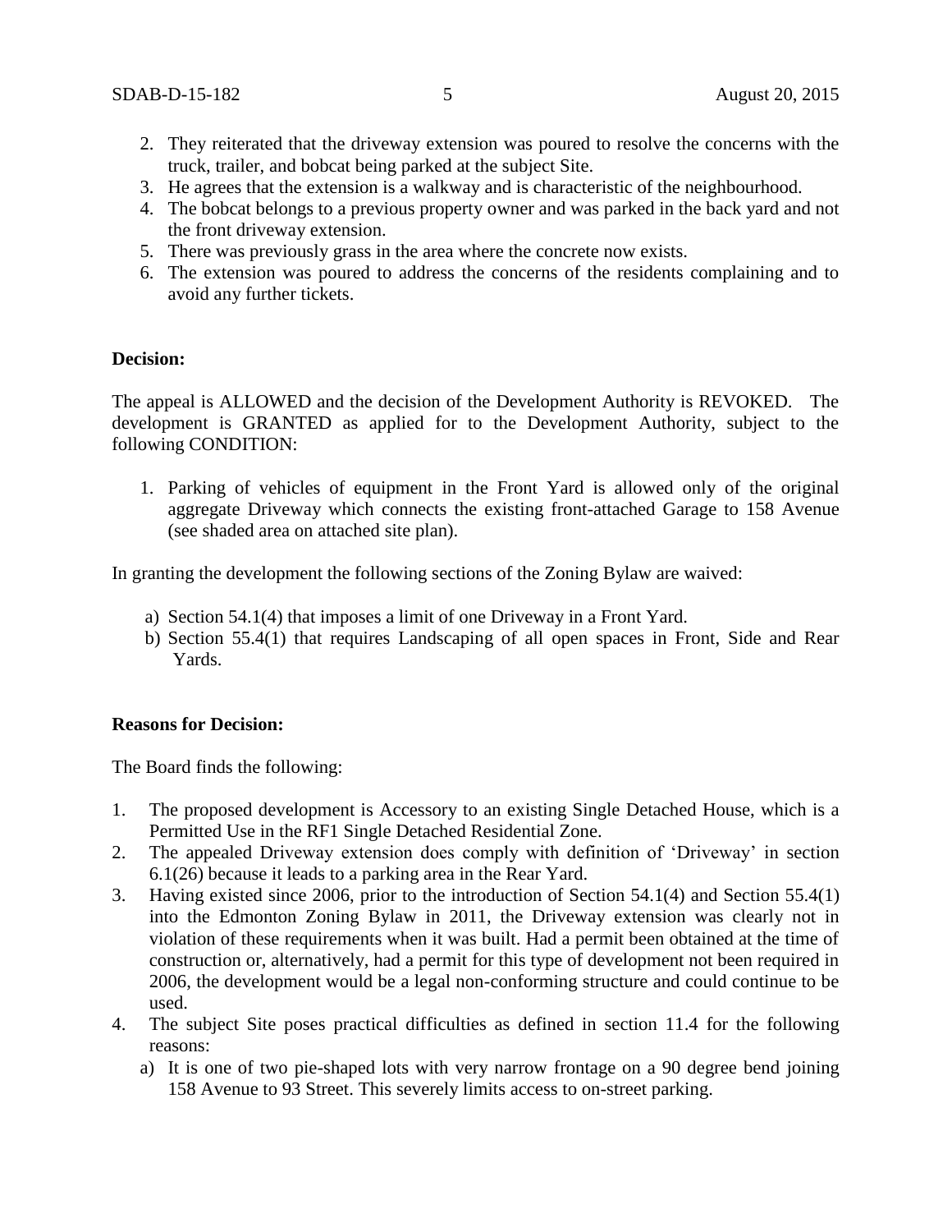2. They reiterated that the driveway extension was poured to resolve the concerns with the truck, trailer, and bobcat being parked at the subject Site.
3. He agrees that the extension is a walkway and is characteristic of the neighbourhood.
4. The bobcat belongs to a previous property owner and was parked in the back yard and not the front driveway extension.
5. There was previously grass in the area where the concrete now exists.
6. The extension was poured to address the concerns of the residents complaining and to avoid any further tickets.

**Decision:**

The appeal is ALLOWED and the decision of the Development Authority is REVOKED. The development is GRANTED as applied for to the Development Authority, subject to the following CONDITION:

1. Parking of vehicles of equipment in the Front Yard is allowed only of the original aggregate Driveway which connects the existing front-attached Garage to 158 Avenue (see shaded area on attached site plan).

In granting the development the following sections of the Zoning Bylaw are waived:

a) Section 54.1(4) that imposes a limit of one Driveway in a Front Yard.
b) Section 55.4(1) that requires Landscaping of all open spaces in Front, Side and Rear Yards.

**Reasons for Decision:**

The Board finds the following:

1. The proposed development is Accessory to an existing Single Detached House, which is a Permitted Use in the RF1 Single Detached Residential Zone.
2. The appealed Driveway extension does comply with definition of 'Driveway' in section 6.1(26) because it leads to a parking area in the Rear Yard.
3. Having existed since 2006, prior to the introduction of Section 54.1(4) and Section 55.4(1) into the Edmonton Zoning Bylaw in 2011, the Driveway extension was clearly not in violation of these requirements when it was built. Had a permit been obtained at the time of construction or, alternatively, had a permit for this type of development not been required in 2006, the development would be a legal non-conforming structure and could continue to be used.
4. The subject Site poses practical difficulties as defined in section 11.4 for the following reasons:
   a) It is one of two pie-shaped lots with very narrow frontage on a 90 degree bend joining 158 Avenue to 93 Street. This severely limits access to on-street parking.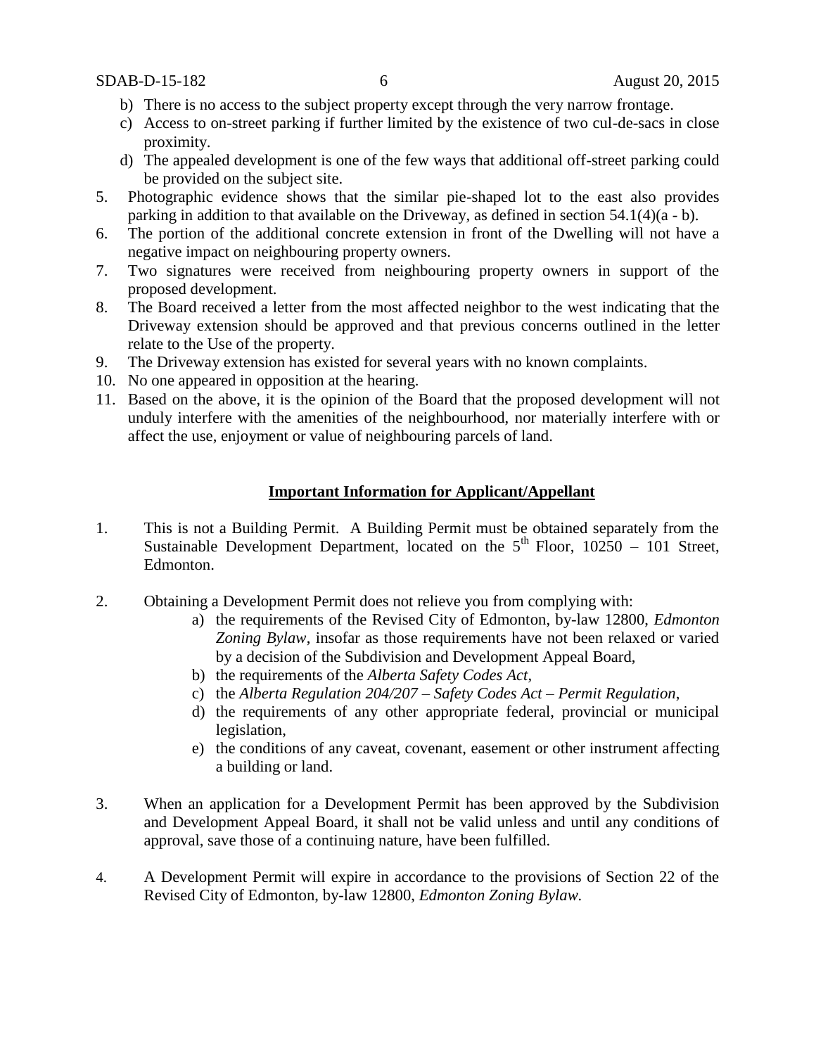b) There is no access to the subject property except through the very narrow frontage.
c) Access to on-street parking if further limited by the existence of two cul-de-sacs in close proximity.
d) The appealed development is one of the few ways that additional off-street parking could be provided on the subject site.

5. Photographic evidence shows that the similar pie-shaped lot to the east also provides parking in addition to that available on the Driveway, as defined in section 54.1(4)(a - b).
6. The portion of the additional concrete extension in front of the Dwelling will not have a negative impact on neighbouring property owners.
7. Two signatures were received from neighbouring property owners in support of the proposed development.
8. The Board received a letter from the most affected neighbor to the west indicating that the Driveway extension should be approved and that previous concerns outlined in the letter relate to the Use of the property.
9. The Driveway extension has existed for several years with no known complaints.
10. No one appeared in opposition at the hearing.
11. Based on the above, it is the opinion of the Board that the proposed development will not unduly interfere with the amenities of the neighbourhood, nor materially interfere with or affect the use, enjoyment or value of neighbouring parcels of land.

## **Important Information for Applicant/Appellant**

1. This is not a Building Permit. A Building Permit must be obtained separately from the Sustainable Development Department, located on the 5th Floor, 10250 – 101 Street, Edmonton.

2. Obtaining a Development Permit does not relieve you from complying with:
   a) the requirements of the Revised City of Edmonton, by-law 12800, *Edmonton Zoning Bylaw*, insofar as those requirements have not been relaxed or varied by a decision of the Subdivision and Development Appeal Board,
   b) the requirements of the *Alberta Safety Codes Act*,
   c) the *Alberta Regulation 204/207 – Safety Codes Act – Permit Regulation*,
   d) the requirements of any other appropriate federal, provincial or municipal legislation,
   e) the conditions of any caveat, covenant, easement or other instrument affecting a building or land.

3. When an application for a Development Permit has been approved by the Subdivision and Development Appeal Board, it shall not be valid unless and until any conditions of approval, save those of a continuing nature, have been fulfilled.

4. A Development Permit will expire in accordance to the provisions of Section 22 of the Revised City of Edmonton, by-law 12800, *Edmonton Zoning Bylaw.*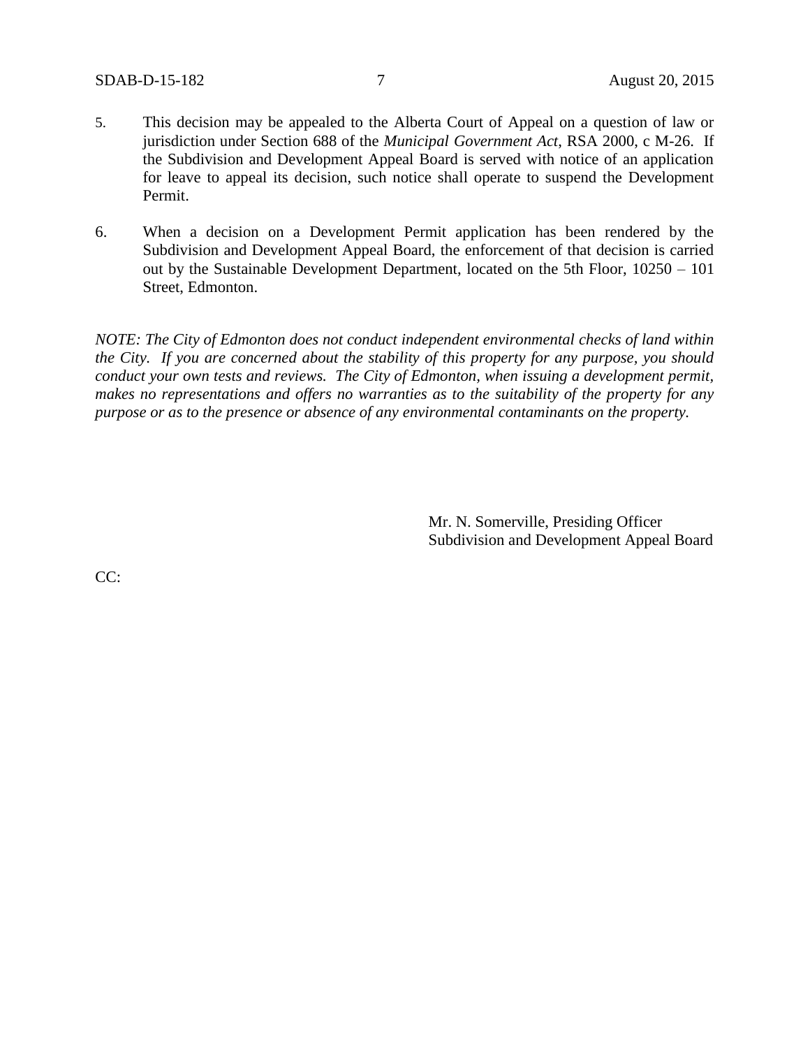5. This decision may be appealed to the Alberta Court of Appeal on a question of law or jurisdiction under Section 688 of the *Municipal Government Act*, RSA 2000, c M-26. If the Subdivision and Development Appeal Board is served with notice of an application for leave to appeal its decision, such notice shall operate to suspend the Development Permit.

6. When a decision on a Development Permit application has been rendered by the Subdivision and Development Appeal Board, the enforcement of that decision is carried out by the Sustainable Development Department, located on the 5th Floor, 10250 – 101 Street, Edmonton.

*NOTE: The City of Edmonton does not conduct independent environmental checks of land within the City. If you are concerned about the stability of this property for any purpose, you should conduct your own tests and reviews. The City of Edmonton, when issuing a development permit, makes no representations and offers no warranties as to the suitability of the property for any purpose or as to the presence or absence of any environmental contaminants on the property.*

Mr. N. Somerville, Presiding Officer
Subdivision and Development Appeal Board

CC: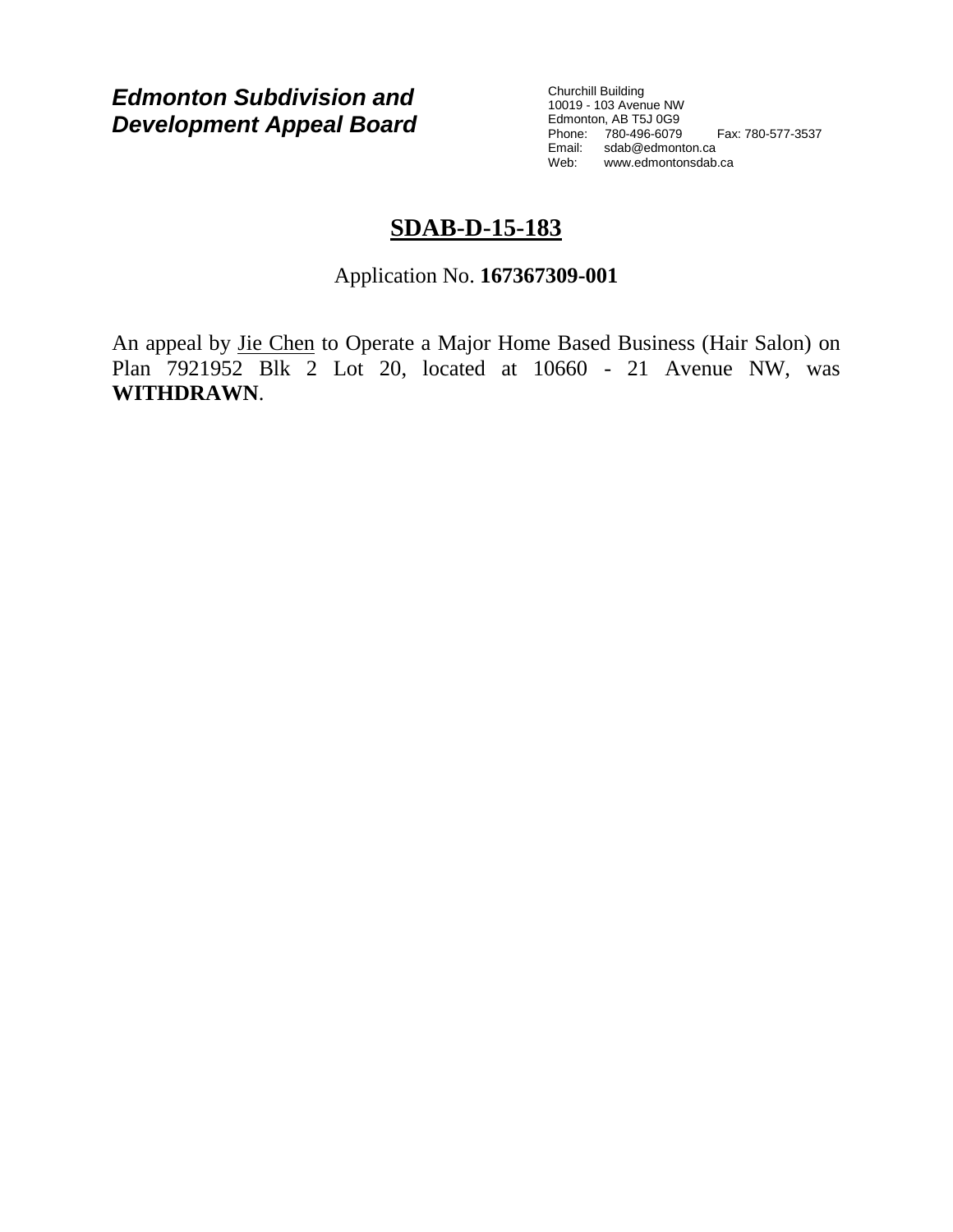***Edmonton Subdivision and Development Appeal Board***

Churchill Building
10019 - 103 Avenue NW
Edmonton, AB T5J 0G9
Phone: 780-496-6079 Fax: 780-577-3537
Email: sdab@edmonton.ca
Web: www.edmontonsdab.ca

# SDAB-D-15-183

Application No. **167367309-001**

An appeal by Jie Chen to Operate a Major Home Based Business (Hair Salon) on Plan 7921952 Blk 2 Lot 20, located at 10660 - 21 Avenue NW, was **WITHDRAWN**.